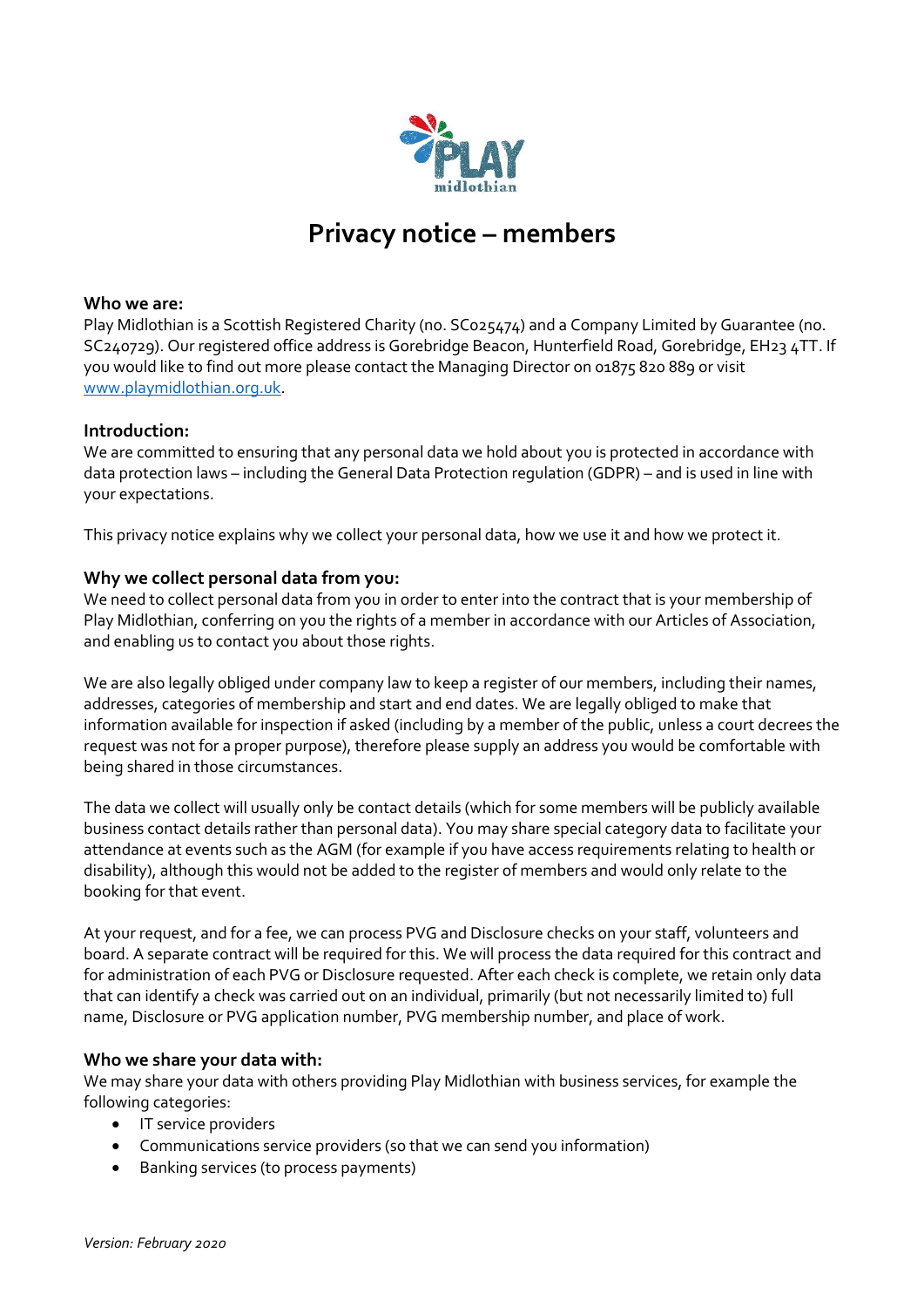# Privacy notice – members

**Who we are:**

Play Midlothian is a Scottish Registered Charity (no. SC025474) and a Company Limited by Guarantee (no. SC240729). Our registered office address is Gorebridge Beacon, Hunterfield Road, Gorebridge, EH23 4TT. If you would like to find out more please contact the Managing Director on 01875 820 889 or visit www.playmidlothian.org.uk.

**Introduction:**

We are committed to ensuring that any personal data we hold about you is protected in accordance with data protection laws – including the General Data Protection regulation (GDPR) – and is used in line with your expectations.

This privacy notice explains why we collect your personal data, how we use it and how we protect it.

**Why we collect personal data from you:**

We need to collect personal data from you in order to enter into the contract that is your membership of Play Midlothian, conferring on you the rights of a member in accordance with our Articles of Association, and enabling us to contact you about those rights.

We are also legally obliged under company law to keep a register of our members, including their names, addresses, categories of membership and start and end dates. We are legally obliged to make that information available for inspection if asked (including by a member of the public, unless a court decrees the request was not for a proper purpose), therefore please supply an address you would be comfortable with being shared in those circumstances.

The data we collect will usually only be contact details (which for some members will be publicly available business contact details rather than personal data). You may share special category data to facilitate your attendance at events such as the AGM (for example if you have access requirements relating to health or disability), although this would not be added to the register of members and would only relate to the booking for that event.

At your request, and for a fee, we can process PVG and Disclosure checks on your staff, volunteers and board. A separate contract will be required for this. We will process the data required for this contract and for administration of each PVG or Disclosure requested. After each check is complete, we retain only data that can identify a check was carried out on an individual, primarily (but not necessarily limited to) full name, Disclosure or PVG application number, PVG membership number, and place of work.

**Who we share your data with:**

We may share your data with others providing Play Midlothian with business services, for example the following categories:

- IT service providers
- Communications service providers (so that we can send you information)
- Banking services (to process payments)

*Version: February 2020*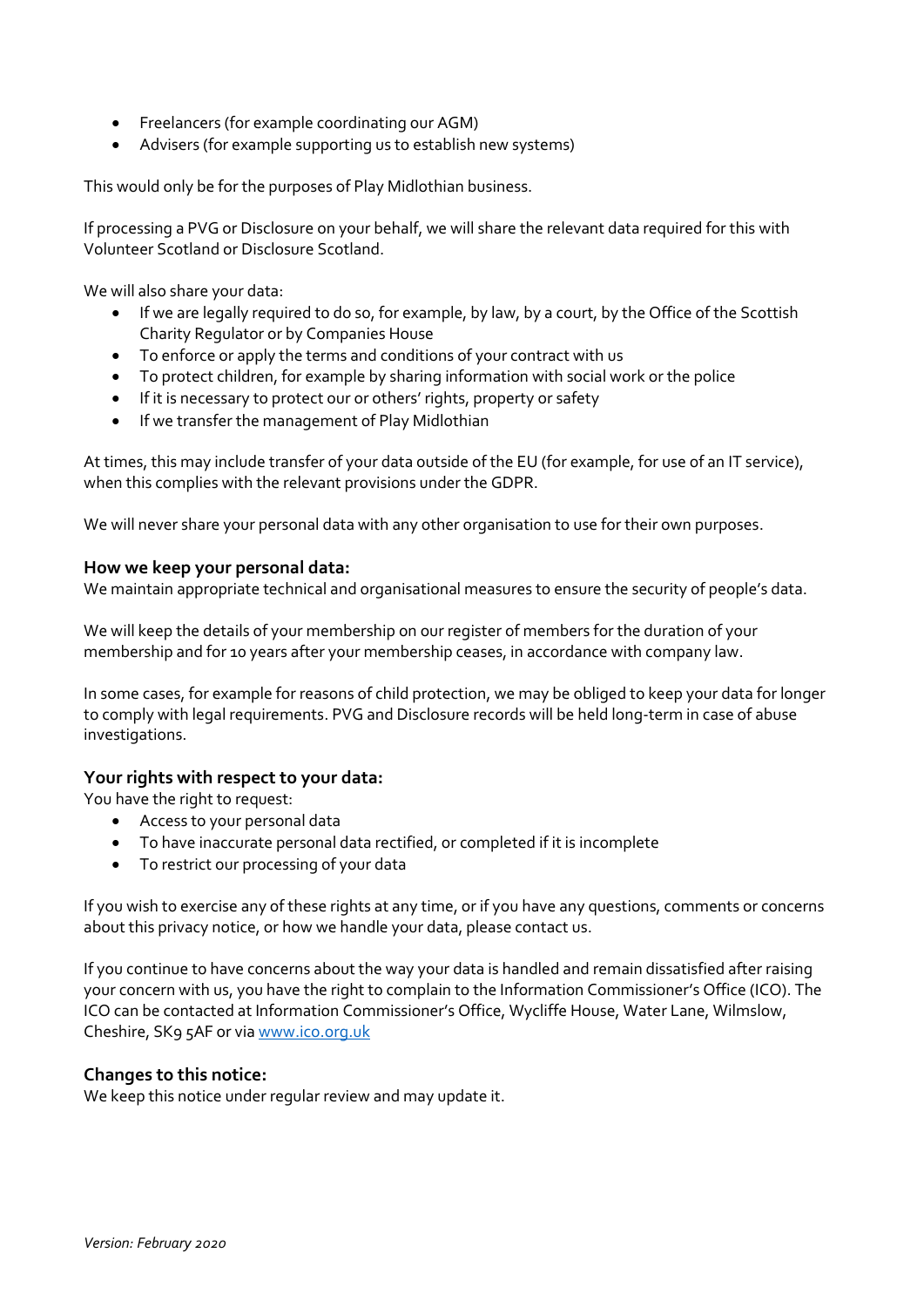- Freelancers (for example coordinating our AGM)
- Advisers (for example supporting us to establish new systems)

This would only be for the purposes of Play Midlothian business.

If processing a PVG or Disclosure on your behalf, we will share the relevant data required for this with Volunteer Scotland or Disclosure Scotland.

We will also share your data:

- If we are legally required to do so, for example, by law, by a court, by the Office of the Scottish Charity Regulator or by Companies House
- To enforce or apply the terms and conditions of your contract with us
- To protect children, for example by sharing information with social work or the police
- If it is necessary to protect our or others' rights, property or safety
- If we transfer the management of Play Midlothian

At times, this may include transfer of your data outside of the EU (for example, for use of an IT service), when this complies with the relevant provisions under the GDPR.

We will never share your personal data with any other organisation to use for their own purposes.

### How we keep your personal data:

We maintain appropriate technical and organisational measures to ensure the security of people's data.

We will keep the details of your membership on our register of members for the duration of your membership and for 10 years after your membership ceases, in accordance with company law.

In some cases, for example for reasons of child protection, we may be obliged to keep your data for longer to comply with legal requirements. PVG and Disclosure records will be held long-term in case of abuse investigations.

### Your rights with respect to your data:

You have the right to request:

- Access to your personal data
- To have inaccurate personal data rectified, or completed if it is incomplete
- To restrict our processing of your data

If you wish to exercise any of these rights at any time, or if you have any questions, comments or concerns about this privacy notice, or how we handle your data, please contact us.

If you continue to have concerns about the way your data is handled and remain dissatisfied after raising your concern with us, you have the right to complain to the Information Commissioner's Office (ICO). The ICO can be contacted at Information Commissioner's Office, Wycliffe House, Water Lane, Wilmslow, Cheshire, SK9 5AF or via [www.ico.org.uk](http://www.ico.org.uk)

### Changes to this notice:

We keep this notice under regular review and may update it.

*Version: February 2020*